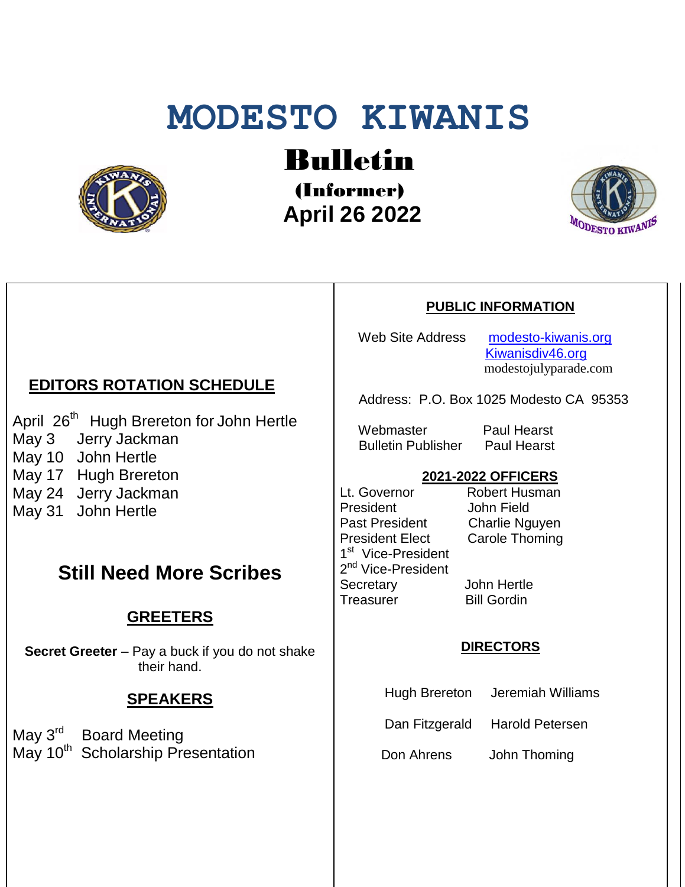# MODESTO KIWANIS

## Bulletin

### (Informer)

### April 26 2022

## EDITORS ROTATION SCHEDULE

April 26th Hugh Brereton for John Hertle
May 3 Jerry Jackman
May 10 John Hertle
May 17 Hugh Brereton
May 24 Jerry Jackman
May 31 John Hertle

## Still Need More Scribes

## GREETERS

**Secret Greeter** – Pay a buck if you do not shake their hand.

## SPEAKERS

May 3rd Board Meeting
May 10th Scholarship Presentation

## PUBLIC INFORMATION

Web Site Address: modesto-kiwanis.org
Kiwanisdiv46.org
modestojulyparade.com

Address: P.O. Box 1025 Modesto CA 95353

| | |
|---|---|
| Webmaster | Paul Hearst |
| Bulletin Publisher | Paul Hearst |

## 2021-2022 OFFICERS

| | |
|---|---|
| Lt. Governor | Robert Husman |
| President | John Field |
| Past President | Charlie Nguyen |
| President Elect | Carole Thoming |
| 1st Vice-President | |
| 2nd Vice-President | |
| Secretary | John Hertle |
| Treasurer | Bill Gordin |

## DIRECTORS

| | |
|---|---|
| Hugh Brereton | Jeremiah Williams |
| Dan Fitzgerald | Harold Petersen |
| Don Ahrens | John Thoming |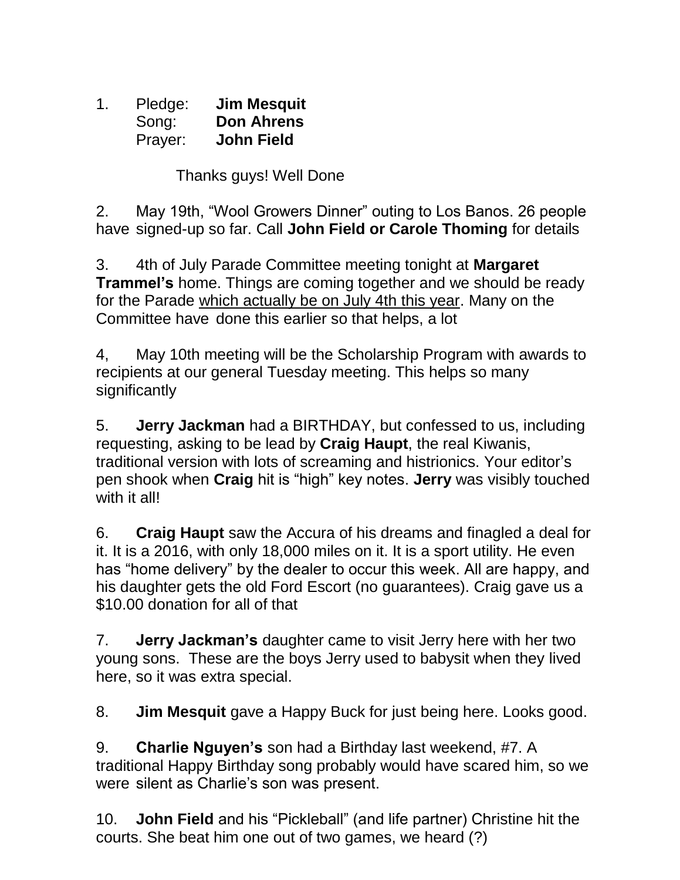1. Pledge: **Jim Mesquit**
   Song: **Don Ahrens**
   Prayer: **John Field**

   Thanks guys! Well Done

2. May 19th, "Wool Growers Dinner" outing to Los Banos. 26 people have signed-up so far. Call **John Field or Carole Thoming** for details

3. 4th of July Parade Committee meeting tonight at **Margaret Trammel's** home. Things are coming together and we should be ready for the Parade <u>which actually be on July 4th this year</u>. Many on the Committee have done this earlier so that helps, a lot

4, May 10th meeting will be the Scholarship Program with awards to recipients at our general Tuesday meeting. This helps so many significantly

5. **Jerry Jackman** had a BIRTHDAY, but confessed to us, including requesting, asking to be lead by **Craig Haupt**, the real Kiwanis, traditional version with lots of screaming and histrionics. Your editor's pen shook when **Craig** hit is "high" key notes. **Jerry** was visibly touched with it all!

6. **Craig Haupt** saw the Accura of his dreams and finagled a deal for it. It is a 2016, with only 18,000 miles on it. It is a sport utility. He even has "home delivery" by the dealer to occur this week. All are happy, and his daughter gets the old Ford Escort (no guarantees). Craig gave us a $10.00 donation for all of that

7. **Jerry Jackman's** daughter came to visit Jerry here with her two young sons. These are the boys Jerry used to babysit when they lived here, so it was extra special.

8. **Jim Mesquit** gave a Happy Buck for just being here. Looks good.

9. **Charlie Nguyen's** son had a Birthday last weekend, #7. A traditional Happy Birthday song probably would have scared him, so we were silent as Charlie's son was present.

10. **John Field** and his "Pickleball" (and life partner) Christine hit the courts. She beat him one out of two games, we heard (?)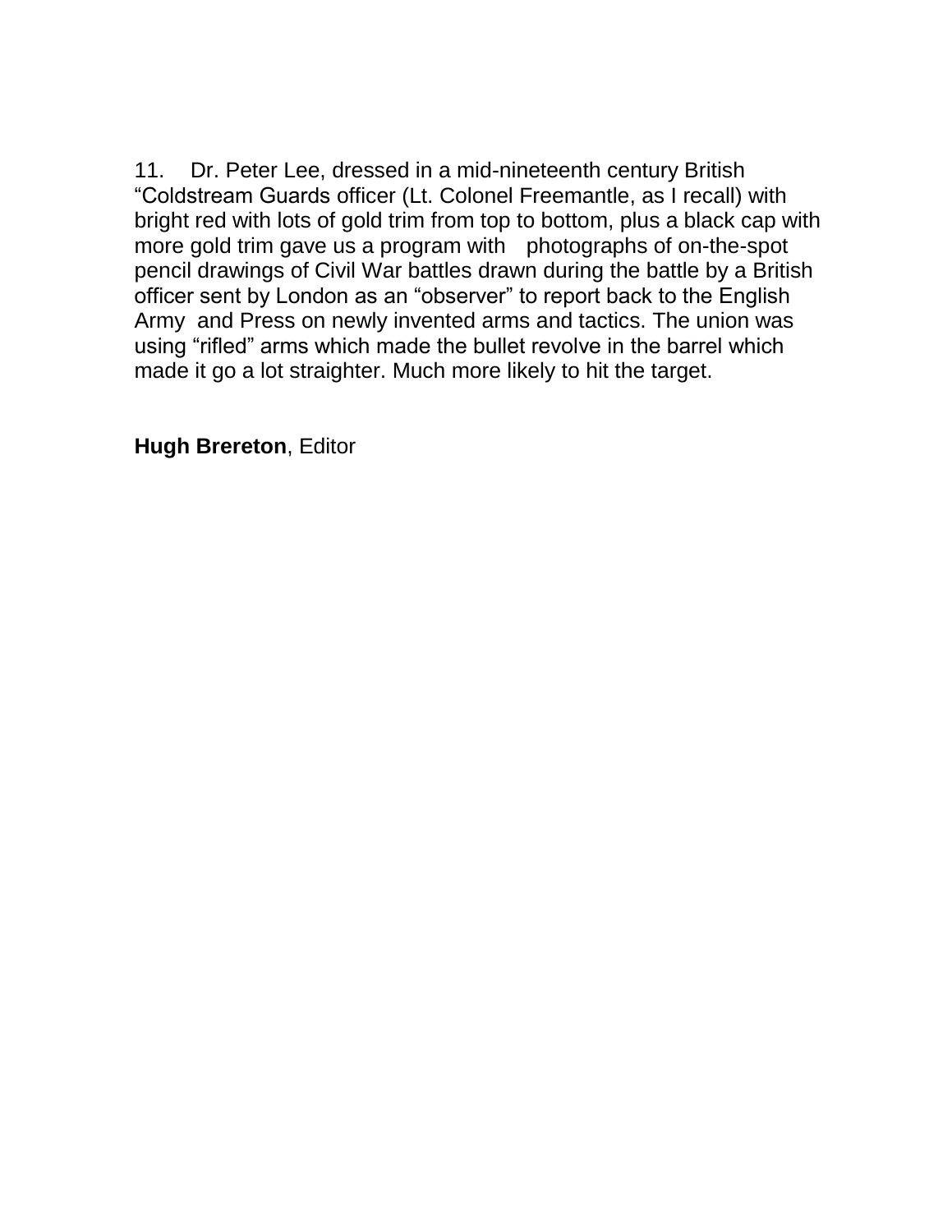11. Dr. Peter Lee, dressed in a mid-nineteenth century British "Coldstream Guards officer (Lt. Colonel Freemantle, as I recall) with bright red with lots of gold trim from top to bottom, plus a black cap with more gold trim gave us a program with photographs of on-the-spot pencil drawings of Civil War battles drawn during the battle by a British officer sent by London as an "observer" to report back to the English Army and Press on newly invented arms and tactics. The union was using "rifled" arms which made the bullet revolve in the barrel which made it go a lot straighter. Much more likely to hit the target.

**Hugh Brereton**, Editor